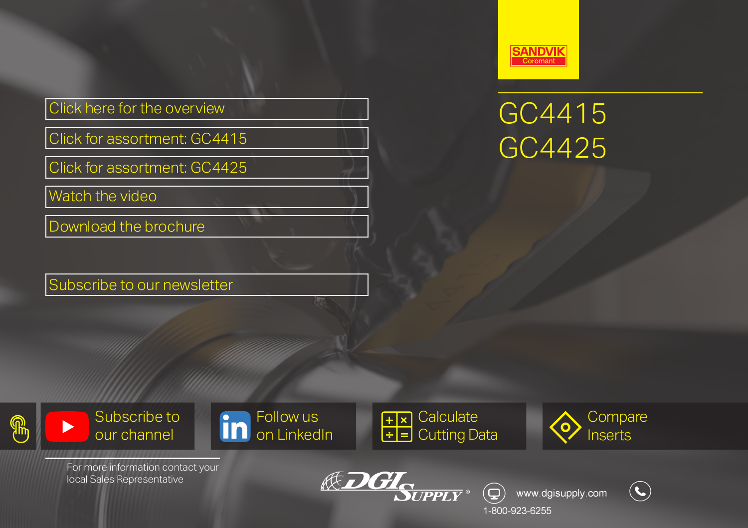SANDVIK
Coromant

# GC4415
# GC4425

- Click here for the overview
- Click for assortment: GC4415
- Click for assortment: GC4425
- Watch the video
- Download the brochure

- Subscribe to our newsletter

- Subscribe to our channel
- Follow us on LinkedIn
- Calculate Cutting Data
- Compare Inserts

For more information contact your local Sales Representative

DGI SUPPLY®

www.dgisupply.com

1-800-923-6255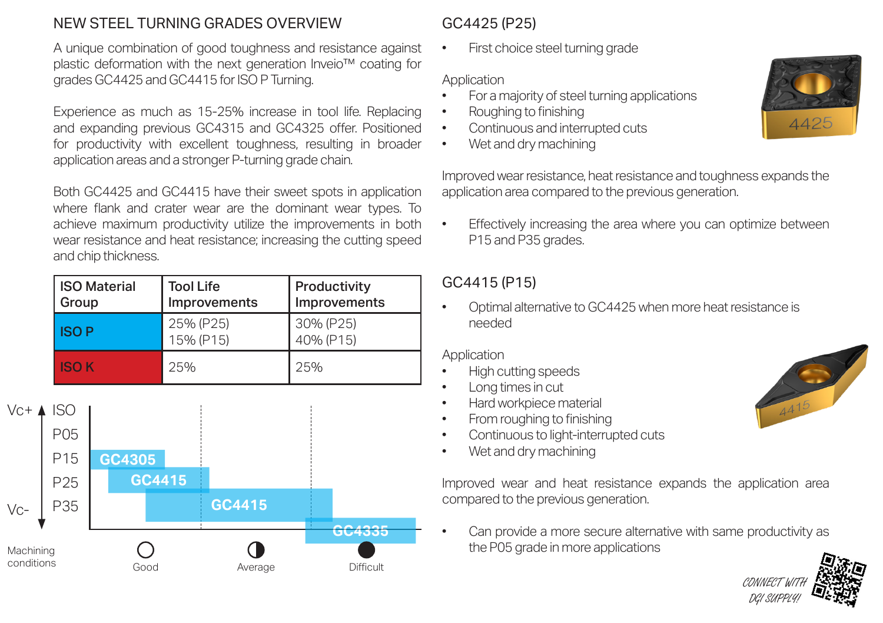## NEW STEEL TURNING GRADES OVERVIEW

A unique combination of good toughness and resistance against plastic deformation with the next generation Inveio™ coating for grades GC4425 and GC4415 for ISO P Turning.

Experience as much as 15-25% increase in tool life. Replacing and expanding previous GC4315 and GC4325 offer. Positioned for productivity with excellent toughness, resulting in broader application areas and a stronger P-turning grade chain.

Both GC4425 and GC4415 have their sweet spots in application where flank and crater wear are the dominant wear types. To achieve maximum productivity utilize the improvements in both wear resistance and heat resistance; increasing the cutting speed and chip thickness.

| ISO Material Group | Tool Life Improvements | Productivity Improvements |
|---|---|---|
| ISO P | 25% (P25)<br>15% (P15) | 30% (P25)<br>40% (P15) |
| ISO K | 25% | 25% |

Vc+
Vc-
ISO
P05
P15
P25
P35
GC4305
GC4415
GC4415
GC4335
Machining conditions
Good
Average
Difficult

## GC4425 (P25)

- First choice steel turning grade

Application
- For a majority of steel turning applications
- Roughing to finishing
- Continuous and interrupted cuts
- Wet and dry machining

Improved wear resistance, heat resistance and toughness expands the application area compared to the previous generation.

- Effectively increasing the area where you can optimize between P15 and P35 grades.

## GC4415 (P15)

- Optimal alternative to GC4425 when more heat resistance is needed

Application
- High cutting speeds
- Long times in cut
- Hard workpiece material
- From roughing to finishing
- Continuous to light-interrupted cuts
- Wet and dry machining

Improved wear and heat resistance expands the application area compared to the previous generation.

- Can provide a more secure alternative with same productivity as the P05 grade in more applications

CONNECT WITH DGI SUPPLY!